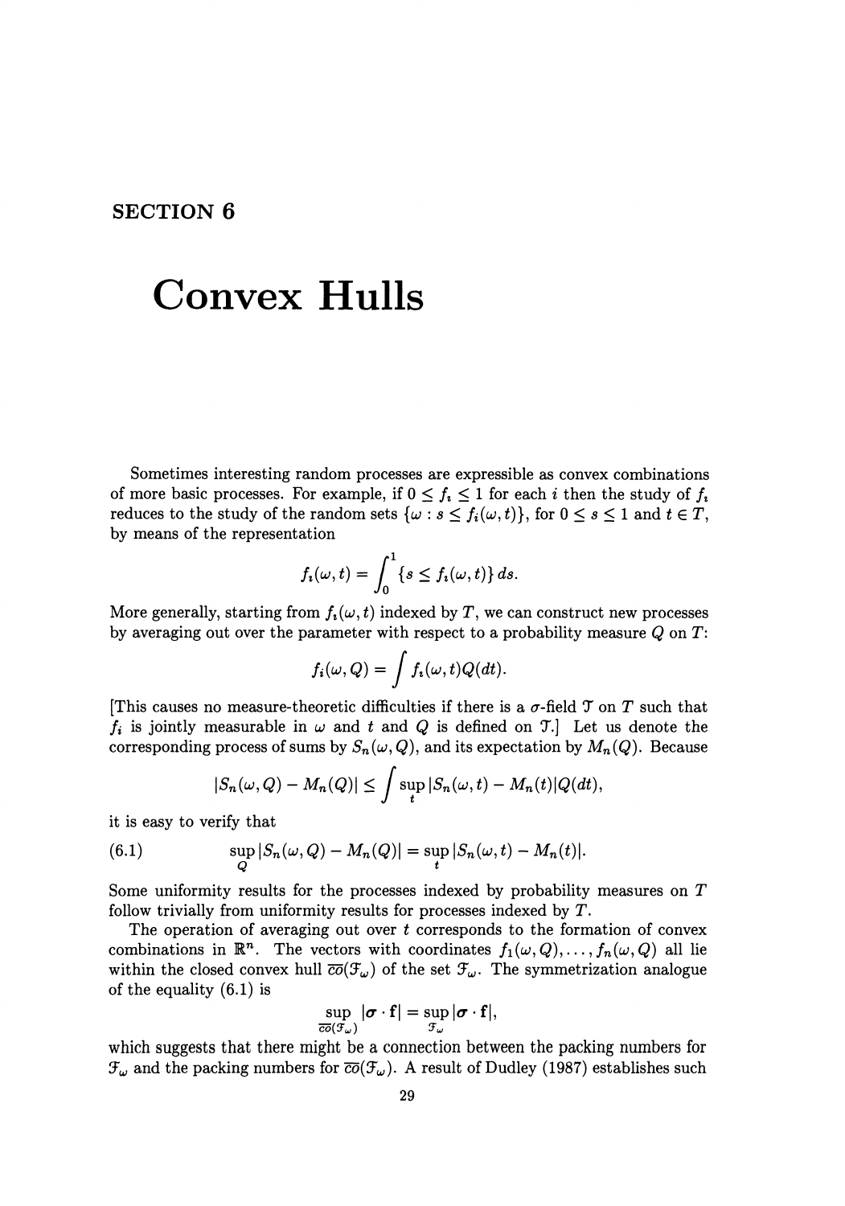# SECTION 6

# Convex Hulls

Sometimes interesting random processes are expressible as convex combinations of more basic processes. For example, if $0 \le f_i \le 1$ for each $i$ then the study of $f_i$ reduces to the study of the random sets $\{\omega : s \le f_i(\omega, t)\}$, for $0 \le s \le 1$ and $t \in T$, by means of the representation

$$f_i(\omega, t) = \int_0^1 \{s \le f_i(\omega, t)\}\, ds.$$

More generally, starting from $f_i(\omega, t)$ indexed by $T$, we can construct new processes by averaging out over the parameter with respect to a probability measure $Q$ on $T$:

$$f_i(\omega, Q) = \int f_i(\omega, t) Q(dt).$$

[This causes no measure-theoretic difficulties if there is a $\sigma$-field $\mathcal{T}$ on $T$ such that $f_i$ is jointly measurable in $\omega$ and $t$ and $Q$ is defined on $\mathcal{T}$.] Let us denote the corresponding process of sums by $S_n(\omega, Q)$, and its expectation by $M_n(Q)$. Because

$$|S_n(\omega, Q) - M_n(Q)| \le \int \sup_t |S_n(\omega, t) - M_n(t)| Q(dt),$$

it is easy to verify that

$$\sup_Q |S_n(\omega, Q) - M_n(Q)| = \sup_t |S_n(\omega, t) - M_n(t)|. \tag{6.1}$$

Some uniformity results for the processes indexed by probability measures on $T$ follow trivially from uniformity results for processes indexed by $T$.

The operation of averaging out over $t$ corresponds to the formation of convex combinations in $\mathbb{R}^n$. The vectors with coordinates $f_1(\omega, Q), \ldots, f_n(\omega, Q)$ all lie within the closed convex hull $\overline{co}(\mathcal{F}_\omega)$ of the set $\mathcal{F}_\omega$. The symmetrization analogue of the equality (6.1) is

$$\sup_{\overline{co}(\mathcal{F}_\omega)} |\boldsymbol{\sigma} \cdot \mathbf{f}| = \sup_{\mathcal{F}_\omega} |\boldsymbol{\sigma} \cdot \mathbf{f}|,$$

which suggests that there might be a connection between the packing numbers for $\mathcal{F}_\omega$ and the packing numbers for $\overline{co}(\mathcal{F}_\omega)$. A result of Dudley (1987) establishes such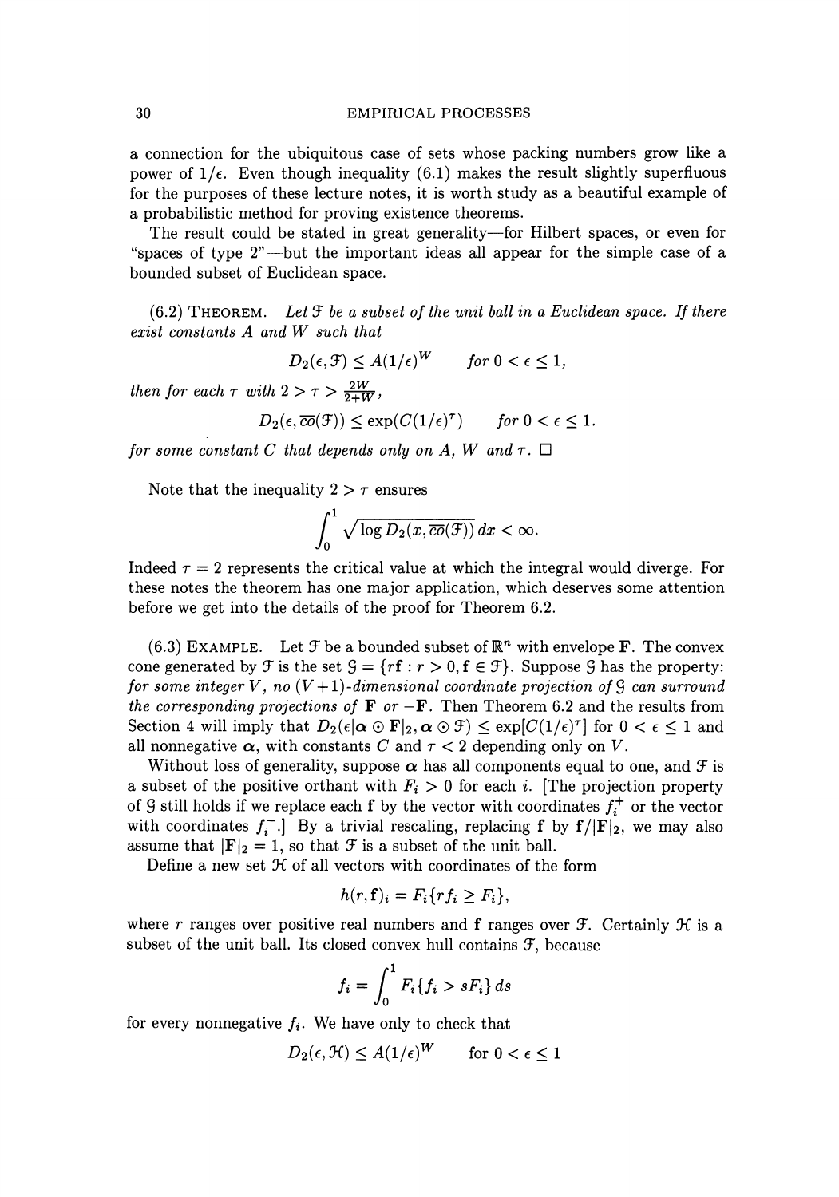a connection for the ubiquitous case of sets whose packing numbers grow like a power of $1/\epsilon$. Even though inequality (6.1) makes the result slightly superfluous for the purposes of these lecture notes, it is worth study as a beautiful example of a probabilistic method for proving existence theorems.

The result could be stated in great generality—for Hilbert spaces, or even for "spaces of type 2"—but the important ideas all appear for the simple case of a bounded subset of Euclidean space.

(6.2) THEOREM. *Let $\mathcal{F}$ be a subset of the unit ball in a Euclidean space. If there exist constants $A$ and $W$ such that*

$$D_2(\epsilon, \mathcal{F}) \leq A(1/\epsilon)^W \qquad \text{for } 0 < \epsilon \leq 1,$$

*then for each $\tau$ with $2 > \tau > \frac{2W}{2+W}$,*

$$D_2(\epsilon, \overline{co}(\mathcal{F})) \leq \exp(C(1/\epsilon)^\tau) \qquad \text{for } 0 < \epsilon \leq 1.$$

*for some constant $C$ that depends only on $A$, $W$ and $\tau$.* □

Note that the inequality $2 > \tau$ ensures

$$\int_0^1 \sqrt{\log D_2(x, \overline{co}(\mathcal{F}))}\, dx < \infty.$$

Indeed $\tau = 2$ represents the critical value at which the integral would diverge. For these notes the theorem has one major application, which deserves some attention before we get into the details of the proof for Theorem 6.2.

(6.3) EXAMPLE. Let $\mathcal{F}$ be a bounded subset of $\mathbb{R}^n$ with envelope $\mathbf{F}$. The convex cone generated by $\mathcal{F}$ is the set $\mathcal{G} = \{r\mathbf{f} : r > 0, \mathbf{f} \in \mathcal{F}\}$. Suppose $\mathcal{G}$ has the property: *for some integer $V$, no $(V+1)$-dimensional coordinate projection of $\mathcal{G}$ can surround the corresponding projections of $\mathbf{F}$ or $-\mathbf{F}$.* Then Theorem 6.2 and the results from Section 4 will imply that $D_2(\epsilon|\boldsymbol{\alpha} \odot \mathbf{F}|_2, \boldsymbol{\alpha} \odot \mathcal{F}) \leq \exp[C(1/\epsilon)^\tau]$ for $0 < \epsilon \leq 1$ and all nonnegative $\boldsymbol{\alpha}$, with constants $C$ and $\tau < 2$ depending only on $V$.

Without loss of generality, suppose $\boldsymbol{\alpha}$ has all components equal to one, and $\mathcal{F}$ is a subset of the positive orthant with $F_i > 0$ for each $i$. [The projection property of $\mathcal{G}$ still holds if we replace each $\mathbf{f}$ by the vector with coordinates $f_i^+$ or the vector with coordinates $f_i^-$.] By a trivial rescaling, replacing $\mathbf{f}$ by $\mathbf{f}/|\mathbf{F}|_2$, we may also assume that $|\mathbf{F}|_2 = 1$, so that $\mathcal{F}$ is a subset of the unit ball.

Define a new set $\mathcal{H}$ of all vectors with coordinates of the form

$$h(r, \mathbf{f})_i = F_i\{rf_i \geq F_i\},$$

where $r$ ranges over positive real numbers and $\mathbf{f}$ ranges over $\mathcal{F}$. Certainly $\mathcal{H}$ is a subset of the unit ball. Its closed convex hull contains $\mathcal{F}$, because

$$f_i = \int_0^1 F_i\{f_i > sF_i\}\, ds$$

for every nonnegative $f_i$. We have only to check that

$$D_2(\epsilon, \mathcal{H}) \leq A(1/\epsilon)^W \qquad \text{for } 0 < \epsilon \leq 1$$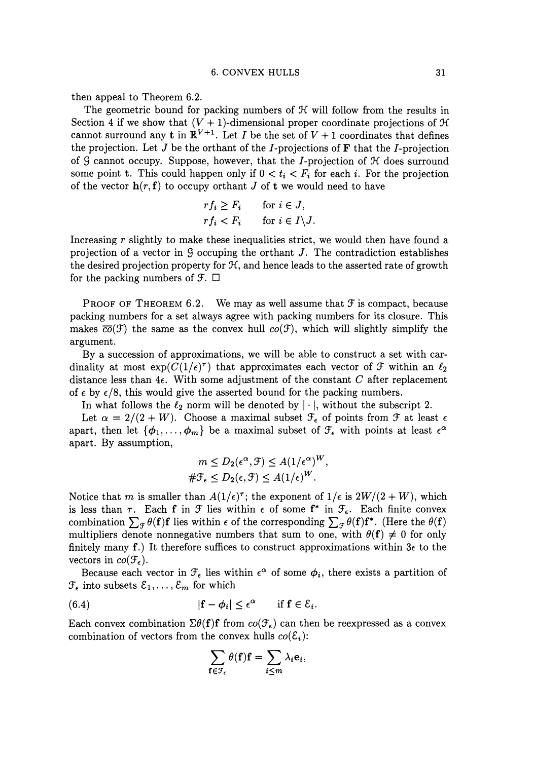then appeal to Theorem 6.2.

The geometric bound for packing numbers of $\mathcal{H}$ will follow from the results in Section 4 if we show that $(V+1)$-dimensional proper coordinate projections of $\mathcal{H}$ cannot surround any $\mathbf{t}$ in $\mathbb{R}^{V+1}$. Let $I$ be the set of $V+1$ coordinates that defines the projection. Let $J$ be the orthant of the $I$-projections of $\mathbf{F}$ that the $I$-projection of $\mathcal{G}$ cannot occupy. Suppose, however, that the $I$-projection of $\mathcal{H}$ does surround some point $\mathbf{t}$. This could happen only if $0 < t_i < F_i$ for each $i$. For the projection of the vector $\mathbf{h}(r, \mathbf{f})$ to occupy orthant $J$ of $\mathbf{t}$ we would need to have

$$
\begin{aligned}
rf_i &\geq F_i \qquad \text{for } i \in J, \\
rf_i &< F_i \qquad \text{for } i \in I \backslash J.
\end{aligned}
$$

Increasing $r$ slightly to make these inequalities strict, we would then have found a projection of a vector in $\mathcal{G}$ occuping the orthant $J$. The contradiction establishes the desired projection property for $\mathcal{H}$, and hence leads to the asserted rate of growth for the packing numbers of $\mathcal{F}$. □

PROOF OF THEOREM 6.2. We may as well assume that $\mathcal{F}$ is compact, because packing numbers for a set always agree with packing numbers for its closure. This makes $\overline{co}(\mathcal{F})$ the same as the convex hull $co(\mathcal{F})$, which will slightly simplify the argument.

By a succession of approximations, we will be able to construct a set with cardinality at most $\exp(C(1/\epsilon)^\tau)$ that approximates each vector of $\mathcal{F}$ within an $\ell_2$ distance less than $4\epsilon$. With some adjustment of the constant $C$ after replacement of $\epsilon$ by $\epsilon/8$, this would give the asserted bound for the packing numbers.

In what follows the $\ell_2$ norm will be denoted by $|\cdot|$, without the subscript 2.

Let $\alpha = 2/(2+W)$. Choose a maximal subset $\mathcal{F}_\epsilon$ of points from $\mathcal{F}$ at least $\epsilon$ apart, then let $\{\phi_1, \ldots, \phi_m\}$ be a maximal subset of $\mathcal{F}_\epsilon$ with points at least $\epsilon^\alpha$ apart. By assumption,

$$
\begin{aligned}
m &\leq D_2(\epsilon^\alpha, \mathcal{F}) \leq A(1/\epsilon^\alpha)^W, \\
\#\mathcal{F}_\epsilon &\leq D_2(\epsilon, \mathcal{F}) \leq A(1/\epsilon)^W.
\end{aligned}
$$

Notice that $m$ is smaller than $A(1/\epsilon)^\tau$; the exponent of $1/\epsilon$ is $2W/(2+W)$, which is less than $\tau$. Each $\mathbf{f}$ in $\mathcal{F}$ lies within $\epsilon$ of some $\mathbf{f}^*$ in $\mathcal{F}_\epsilon$. Each finite convex combination $\sum_{\mathcal{F}} \theta(\mathbf{f})\mathbf{f}$ lies within $\epsilon$ of the corresponding $\sum_{\mathcal{F}} \theta(\mathbf{f})\mathbf{f}^*$. (Here the $\theta(\mathbf{f})$ multipliers denote nonnegative numbers that sum to one, with $\theta(\mathbf{f}) \neq 0$ for only finitely many $\mathbf{f}$.) It therefore suffices to construct approximations within $3\epsilon$ to the vectors in $co(\mathcal{F}_\epsilon)$.

Because each vector in $\mathcal{F}_\epsilon$ lies within $\epsilon^\alpha$ of some $\phi_i$, there exists a partition of $\mathcal{F}_\epsilon$ into subsets $\mathcal{E}_1, \ldots, \mathcal{E}_m$ for which

$$
|\mathbf{f} - \phi_i| \leq \epsilon^\alpha \qquad \text{if } \mathbf{f} \in \mathcal{E}_i. \tag{6.4}
$$

Each convex combination $\Sigma\theta(\mathbf{f})\mathbf{f}$ from $co(\mathcal{F}_\epsilon)$ can then be reexpressed as a convex combination of vectors from the convex hulls $co(\mathcal{E}_i)$:

$$
\sum_{\mathbf{f} \in \mathcal{F}_\epsilon} \theta(\mathbf{f})\mathbf{f} = \sum_{i \leq m} \lambda_i \mathbf{e}_i,
$$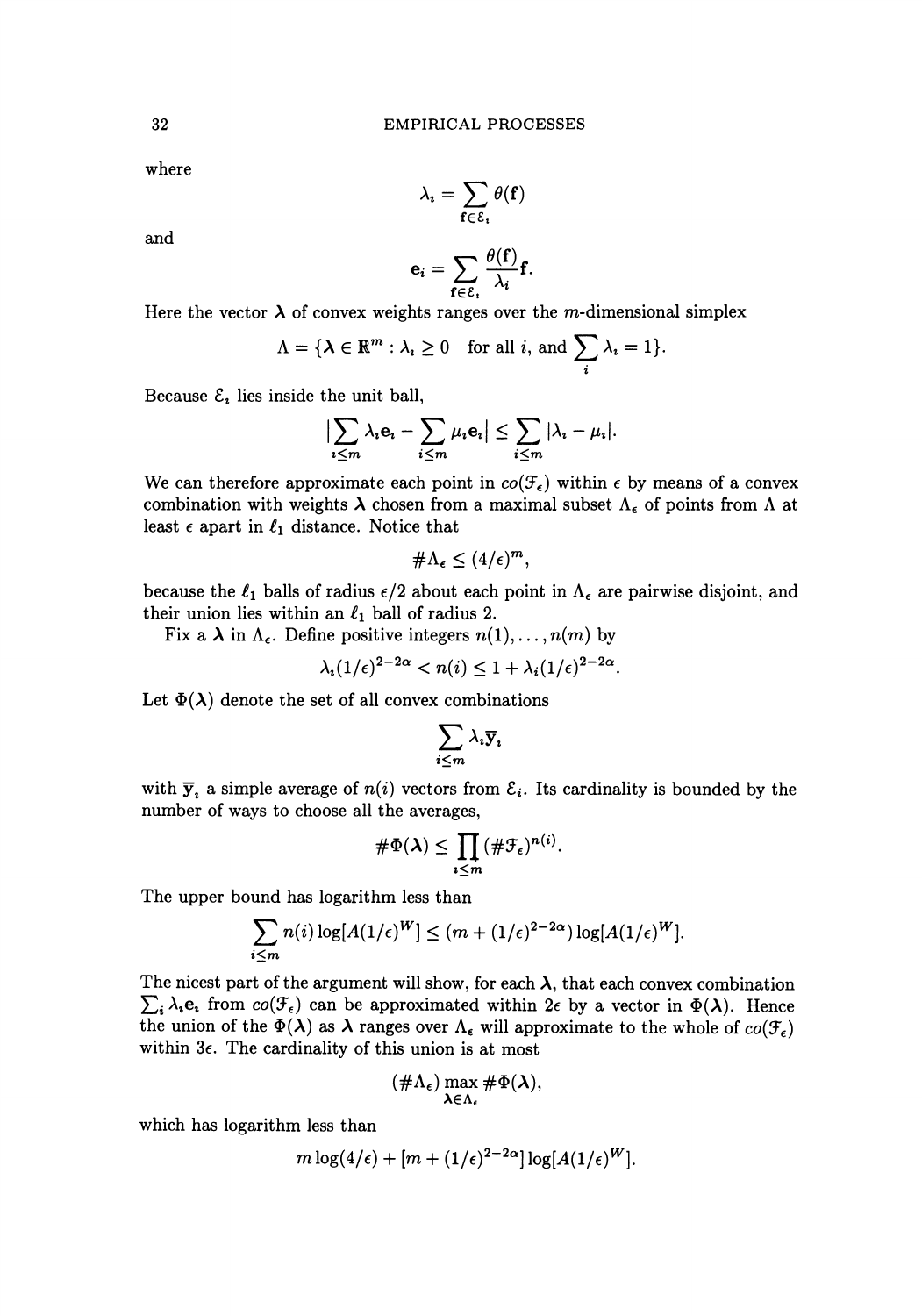where

$$\lambda_i = \sum_{\mathbf{f} \in \mathcal{E}_i} \theta(\mathbf{f})$$

and

$$\mathbf{e}_i = \sum_{\mathbf{f} \in \mathcal{E}_i} \frac{\theta(\mathbf{f})}{\lambda_i} \mathbf{f}.$$

Here the vector $\boldsymbol{\lambda}$ of convex weights ranges over the $m$-dimensional simplex

$$\Lambda = \{\boldsymbol{\lambda} \in \mathbb{R}^m : \lambda_i \geq 0 \quad \text{for all } i, \text{ and } \sum_i \lambda_i = 1\}.$$

Because $\mathcal{E}_i$ lies inside the unit ball,

$$\left| \sum_{i \leq m} \lambda_i \mathbf{e}_i - \sum_{i \leq m} \mu_i \mathbf{e}_i \right| \leq \sum_{i \leq m} |\lambda_i - \mu_i|.$$

We can therefore approximate each point in $co(\mathcal{F}_\epsilon)$ within $\epsilon$ by means of a convex combination with weights $\boldsymbol{\lambda}$ chosen from a maximal subset $\Lambda_\epsilon$ of points from $\Lambda$ at least $\epsilon$ apart in $\ell_1$ distance. Notice that

$$\#\Lambda_\epsilon \leq (4/\epsilon)^m,$$

because the $\ell_1$ balls of radius $\epsilon/2$ about each point in $\Lambda_\epsilon$ are pairwise disjoint, and their union lies within an $\ell_1$ ball of radius 2.

Fix a $\boldsymbol{\lambda}$ in $\Lambda_\epsilon$. Define positive integers $n(1), \ldots, n(m)$ by

$$\lambda_i(1/\epsilon)^{2-2\alpha} < n(i) \leq 1 + \lambda_i(1/\epsilon)^{2-2\alpha}.$$

Let $\Phi(\boldsymbol{\lambda})$ denote the set of all convex combinations

$$\sum_{i \leq m} \lambda_i \overline{\mathbf{y}}_i$$

with $\overline{\mathbf{y}}_i$ a simple average of $n(i)$ vectors from $\mathcal{E}_i$. Its cardinality is bounded by the number of ways to choose all the averages,

$$\#\Phi(\boldsymbol{\lambda}) \leq \prod_{i \leq m} (\#\mathcal{F}_\epsilon)^{n(i)}.$$

The upper bound has logarithm less than

$$\sum_{i \leq m} n(i) \log[A(1/\epsilon)^W] \leq (m + (1/\epsilon)^{2-2\alpha}) \log[A(1/\epsilon)^W].$$

The nicest part of the argument will show, for each $\boldsymbol{\lambda}$, that each convex combination $\sum_i \lambda_i \mathbf{e}_i$ from $co(\mathcal{F}_\epsilon)$ can be approximated within $2\epsilon$ by a vector in $\Phi(\boldsymbol{\lambda})$. Hence the union of the $\Phi(\boldsymbol{\lambda})$ as $\boldsymbol{\lambda}$ ranges over $\Lambda_\epsilon$ will approximate to the whole of $co(\mathcal{F}_\epsilon)$ within $3\epsilon$. The cardinality of this union is at most

$$(\#\Lambda_\epsilon) \max_{\boldsymbol{\lambda} \in \Lambda_\epsilon} \#\Phi(\boldsymbol{\lambda}),$$

which has logarithm less than

$$m \log(4/\epsilon) + [m + (1/\epsilon)^{2-2\alpha}] \log[A(1/\epsilon)^W].$$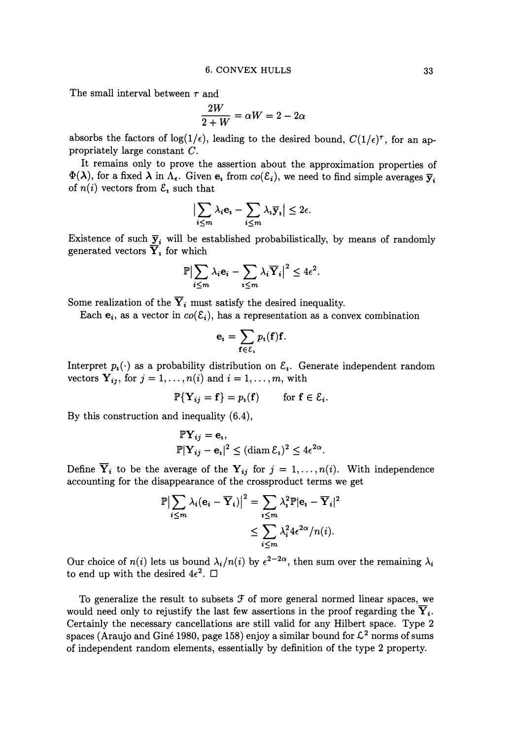The small interval between $\tau$ and

$$\frac{2W}{2+W} = \alpha W = 2 - 2\alpha$$

absorbs the factors of $\log(1/\epsilon)$, leading to the desired bound, $C(1/\epsilon)^\tau$, for an appropriately large constant $C$.

It remains only to prove the assertion about the approximation properties of $\Phi(\boldsymbol{\lambda})$, for a fixed $\boldsymbol{\lambda}$ in $\Lambda_\epsilon$. Given $\mathbf{e}_i$ from $co(\mathcal{E}_i)$, we need to find simple averages $\overline{\mathbf{y}}_i$ of $n(i)$ vectors from $\mathcal{E}_i$ such that

$$\Big|\sum_{i\le m} \lambda_i \mathbf{e}_i - \sum_{i\le m} \lambda_i \overline{\mathbf{y}}_i\Big| \le 2\epsilon.$$

Existence of such $\overline{\mathbf{y}}_i$ will be established probabilistically, by means of randomly generated vectors $\overline{\mathbf{Y}}_i$ for which

$$\mathbb{P}\Big|\sum_{i\le m} \lambda_i \mathbf{e}_i - \sum_{i\le m} \lambda_i \overline{\mathbf{Y}}_i\Big|^2 \le 4\epsilon^2.$$

Some realization of the $\overline{\mathbf{Y}}_i$ must satisfy the desired inequality.

Each $\mathbf{e}_i$, as a vector in $co(\mathcal{E}_i)$, has a representation as a convex combination

$$\mathbf{e}_i = \sum_{\mathbf{f}\in\mathcal{E}_i} p_i(\mathbf{f})\mathbf{f}.$$

Interpret $p_i(\cdot)$ as a probability distribution on $\mathcal{E}_i$. Generate independent random vectors $\mathbf{Y}_{ij}$, for $j = 1, \ldots, n(i)$ and $i = 1, \ldots, m$, with

$$\mathbb{P}\{\mathbf{Y}_{ij} = \mathbf{f}\} = p_i(\mathbf{f}) \qquad \text{for } \mathbf{f} \in \mathcal{E}_i.$$

By this construction and inequality (6.4),

$$\begin{aligned} &\mathbb{P}\mathbf{Y}_{ij} = \mathbf{e}_i, \\ &\mathbb{P}|\mathbf{Y}_{ij} - \mathbf{e}_i|^2 \le (\operatorname{diam} \mathcal{E}_i)^2 \le 4\epsilon^{2\alpha}. \end{aligned}$$

Define $\overline{\mathbf{Y}}_i$ to be the average of the $\mathbf{Y}_{ij}$ for $j = 1, \ldots, n(i)$. With independence accounting for the disappearance of the crossproduct terms we get

$$\begin{aligned} \mathbb{P}\Big|\sum_{i\le m} \lambda_i(\mathbf{e}_i - \overline{\mathbf{Y}}_i)\Big|^2 &= \sum_{i\le m} \lambda_i^2 \mathbb{P}|\mathbf{e}_i - \overline{\mathbf{Y}}_i|^2 \\ &\le \sum_{i\le m} \lambda_i^2 4\epsilon^{2\alpha}/n(i). \end{aligned}$$

Our choice of $n(i)$ lets us bound $\lambda_i/n(i)$ by $\epsilon^{2-2\alpha}$, then sum over the remaining $\lambda_i$ to end up with the desired $4\epsilon^2$. $\square$

To generalize the result to subsets $\mathcal{F}$ of more general normed linear spaces, we would need only to rejustify the last few assertions in the proof regarding the $\overline{\mathbf{Y}}_i$. Certainly the necessary cancellations are still valid for any Hilbert space. Type 2 spaces (Araujo and Giné 1980, page 158) enjoy a similar bound for $\mathcal{L}^2$ norms of sums of independent random elements, essentially by definition of the type 2 property.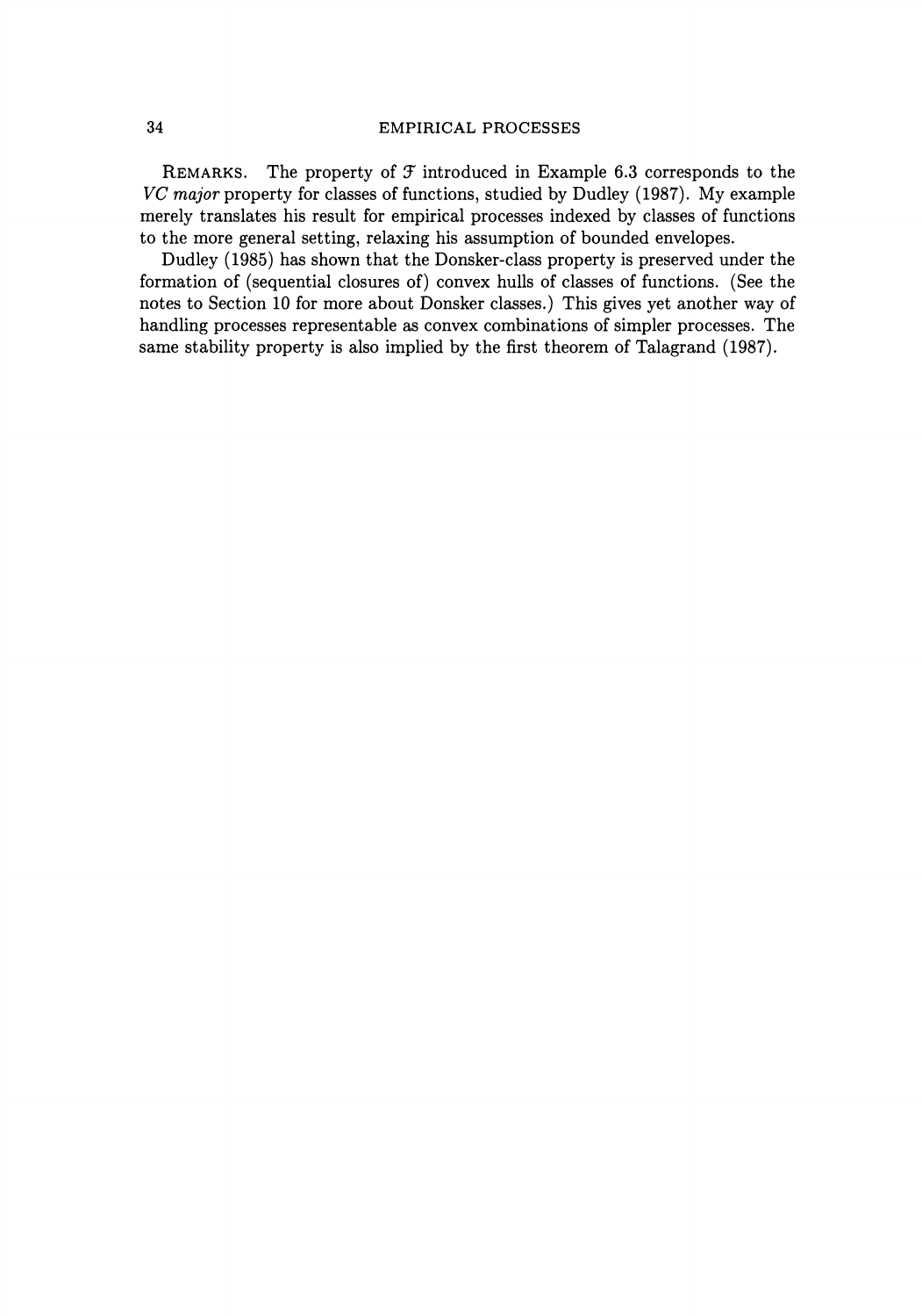REMARKS. The property of $\mathcal{F}$ introduced in Example 6.3 corresponds to the *VC major* property for classes of functions, studied by Dudley (1987). My example merely translates his result for empirical processes indexed by classes of functions to the more general setting, relaxing his assumption of bounded envelopes.

Dudley (1985) has shown that the Donsker-class property is preserved under the formation of (sequential closures of) convex hulls of classes of functions. (See the notes to Section 10 for more about Donsker classes.) This gives yet another way of handling processes representable as convex combinations of simpler processes. The same stability property is also implied by the first theorem of Talagrand (1987).